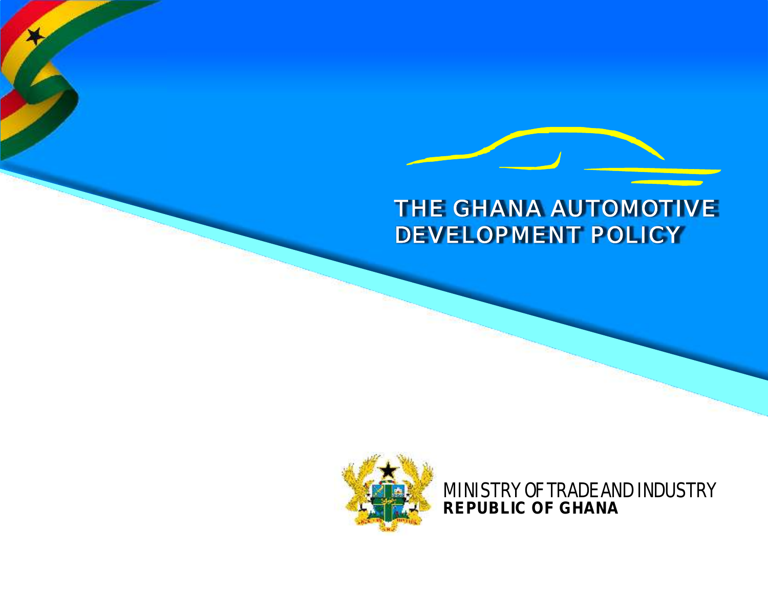# THE GHANA AUTOMOTIVE DEVELOPMENT POLICY

MINISTRY OF TRADE AND INDUSTRY
**REPUBLIC OF GHANA**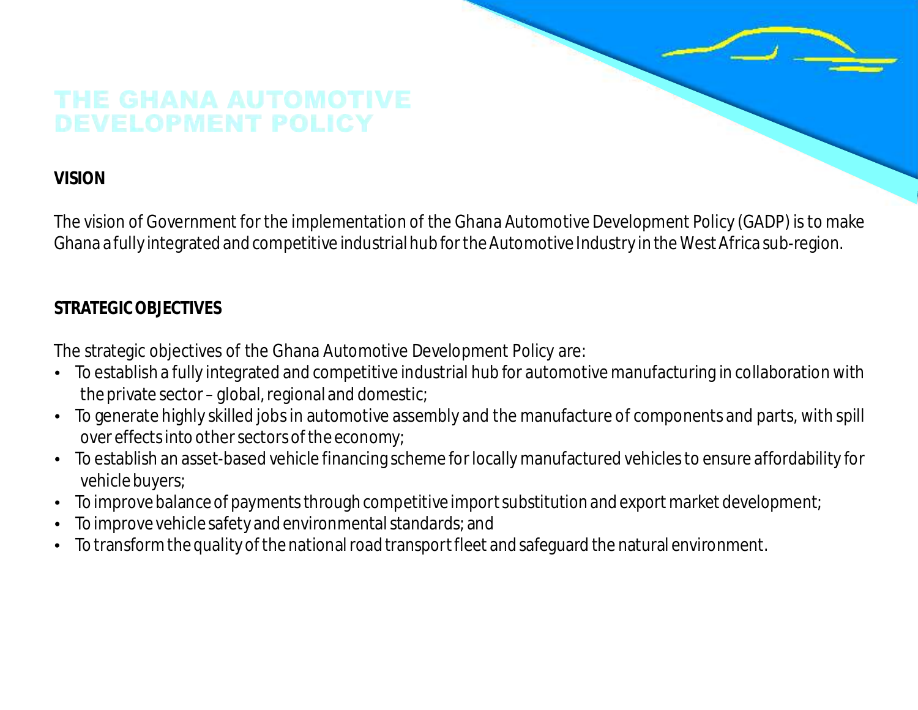# THE GHANA AUTOMOTIVE DEVELOPMENT POLICY

**VISION**

The vision of Government for the implementation of the Ghana Automotive Development Policy (GADP) is to make Ghana a fully integrated and competitive industrial hub for the Automotive Industry in the West Africa sub-region.

**STRATEGIC OBJECTIVES**

The strategic objectives of the Ghana Automotive Development Policy are:

- To establish a fully integrated and competitive industrial hub for automotive manufacturing in collaboration with the private sector – global, regional and domestic;
- To generate highly skilled jobs in automotive assembly and the manufacture of components and parts, with spill over effects into other sectors of the economy;
- To establish an asset-based vehicle financing scheme for locally manufactured vehicles to ensure affordability for vehicle buyers;
- To improve balance of payments through competitive import substitution and export market development;
- To improve vehicle safety and environmental standards; and
- To transform the quality of the national road transport fleet and safeguard the natural environment.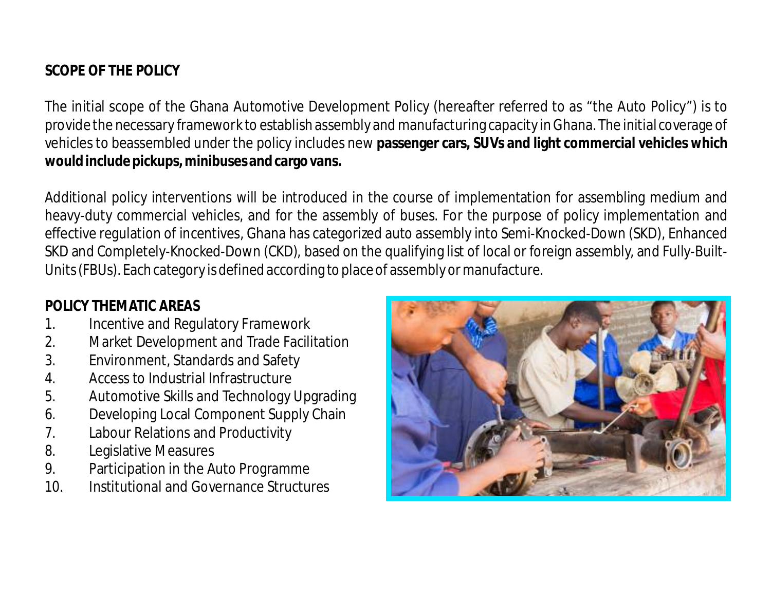## SCOPE OF THE POLICY

The initial scope of the Ghana Automotive Development Policy (hereafter referred to as "the Auto Policy") is to provide the necessary framework to establish assembly and manufacturing capacity in Ghana. The initial coverage of vehicles to beassembled under the policy includes new **passenger cars, SUVs and light commercial vehicles which would include pickups, minibuses and cargo vans.**

Additional policy interventions will be introduced in the course of implementation for assembling medium and heavy-duty commercial vehicles, and for the assembly of buses. For the purpose of policy implementation and effective regulation of incentives, Ghana has categorized auto assembly into Semi-Knocked-Down (SKD), Enhanced SKD and Completely-Knocked-Down (CKD), based on the qualifying list of local or foreign assembly, and Fully-Built-Units (FBUs). Each category is defined according to place of assembly or manufacture.

## POLICY THEMATIC AREAS

1. Incentive and Regulatory Framework
2. Market Development and Trade Facilitation
3. Environment, Standards and Safety
4. Access to Industrial Infrastructure
5. Automotive Skills and Technology Upgrading
6. Developing Local Component Supply Chain
7. Labour Relations and Productivity
8. Legislative Measures
9. Participation in the Auto Programme
10. Institutional and Governance Structures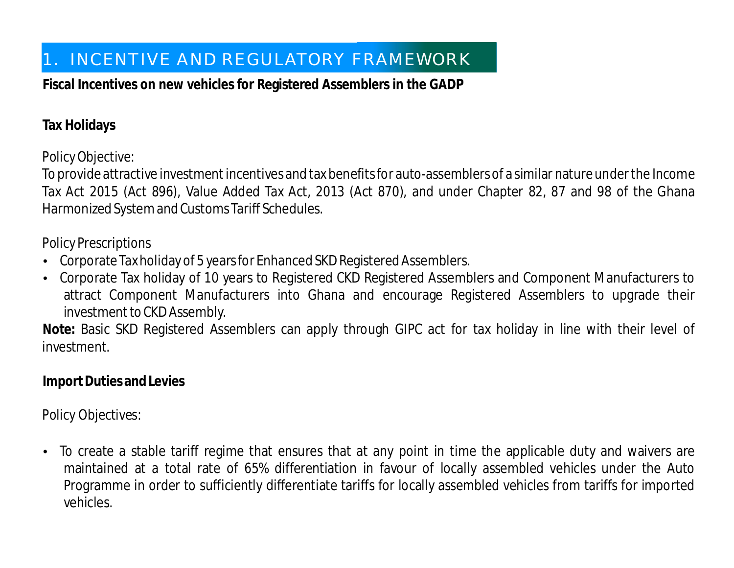# 1. INCENTIVE AND REGULATORY FRAMEWORK

**Fiscal Incentives on new vehicles for Registered Assemblers in the GADP**

**Tax Holidays**

Policy Objective:

To provide attractive investment incentives and tax benefits for auto-assemblers of a similar nature under the Income Tax Act 2015 (Act 896), Value Added Tax Act, 2013 (Act 870), and under Chapter 82, 87 and 98 of the Ghana Harmonized System and Customs Tariff Schedules.

Policy Prescriptions

- Corporate Tax holiday of 5 years for Enhanced SKD Registered Assemblers.
- Corporate Tax holiday of 10 years to Registered CKD Registered Assemblers and Component Manufacturers to attract Component Manufacturers into Ghana and encourage Registered Assemblers to upgrade their investment to CKD Assembly.

**Note:** Basic SKD Registered Assemblers can apply through GIPC act for tax holiday in line with their level of investment.

**Import Duties and Levies**

Policy Objectives:

- To create a stable tariff regime that ensures that at any point in time the applicable duty and waivers are maintained at a total rate of 65% differentiation in favour of locally assembled vehicles under the Auto Programme in order to sufficiently differentiate tariffs for locally assembled vehicles from tariffs for imported vehicles.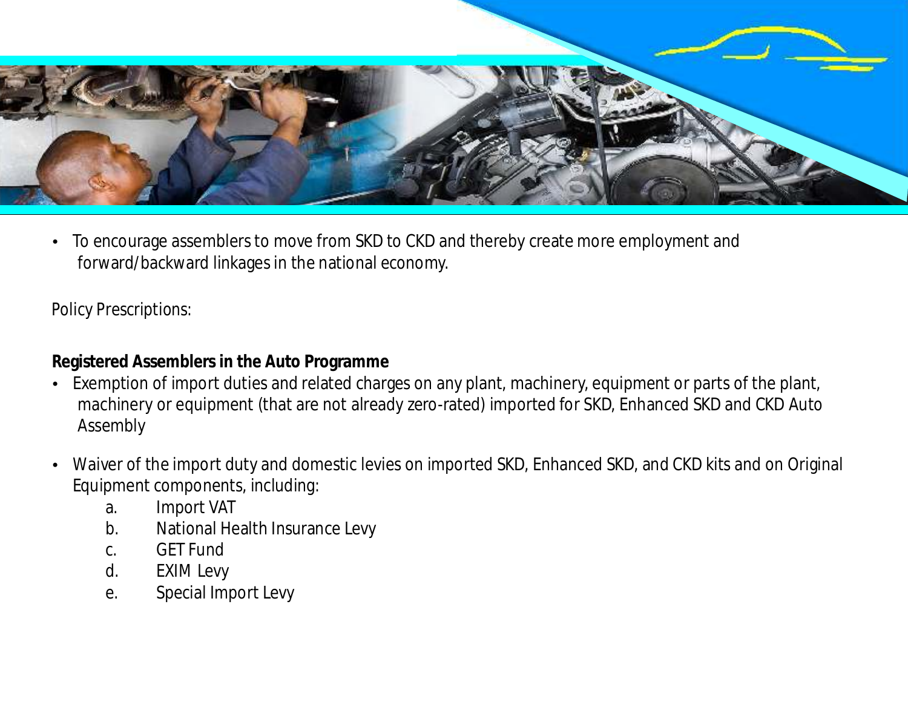- To encourage assemblers to move from SKD to CKD and thereby create more employment and forward/backward linkages in the national economy.

Policy Prescriptions:

**Registered Assemblers in the Auto Programme**

- Exemption of import duties and related charges on any plant, machinery, equipment or parts of the plant, machinery or equipment (that are not already zero-rated) imported for SKD, Enhanced SKD and CKD Auto Assembly

- Waiver of the import duty and domestic levies on imported SKD, Enhanced SKD, and CKD kits and on Original Equipment components, including:
    a. Import VAT
    b. National Health Insurance Levy
    c. GET Fund
    d. EXIM Levy
    e. Special Import Levy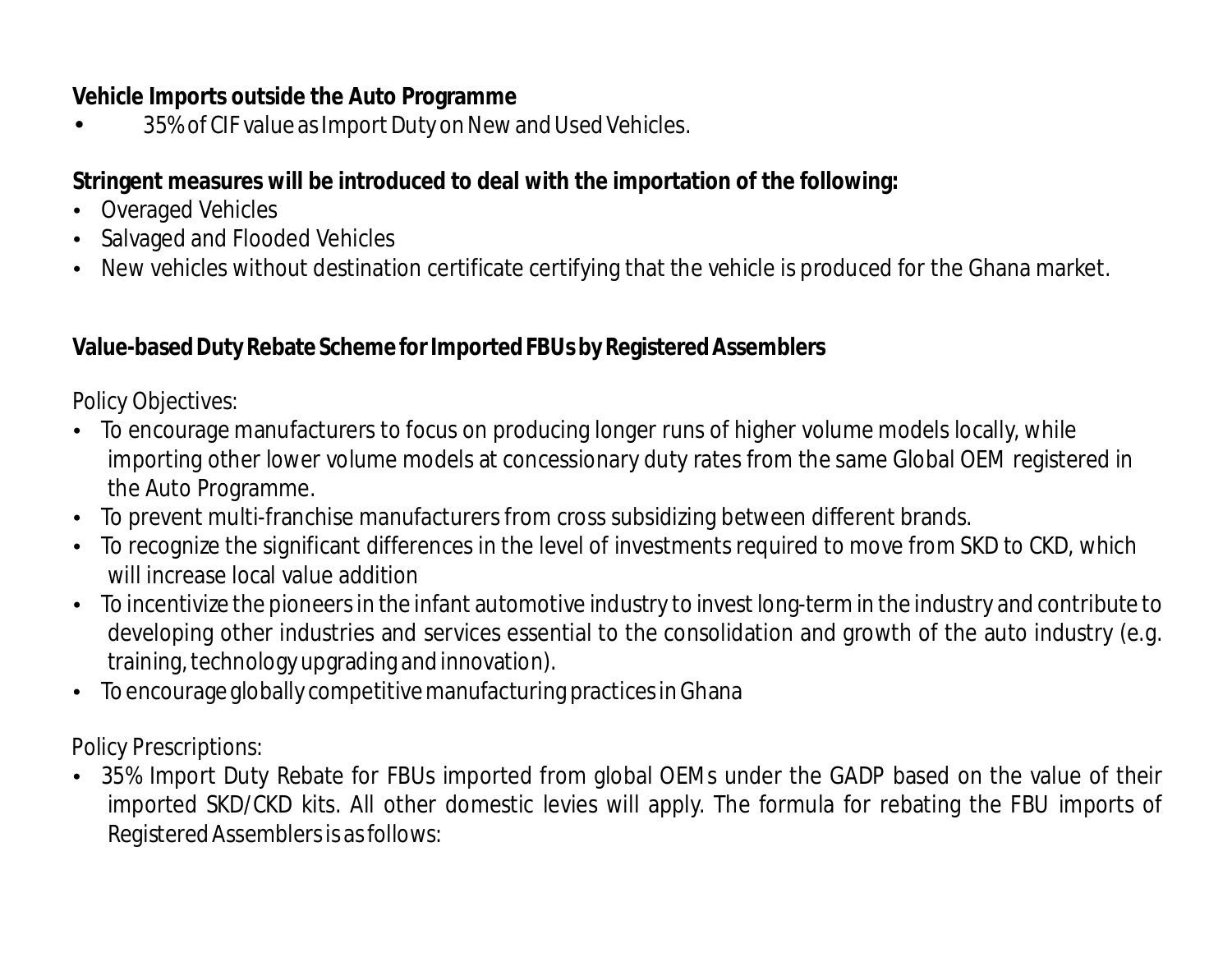**Vehicle Imports outside the Auto Programme**

- 35% of CIF value as Import Duty on New and Used Vehicles.

**Stringent measures will be introduced to deal with the importation of the following:**

- Overaged Vehicles
- Salvaged and Flooded Vehicles
- New vehicles without destination certificate certifying that the vehicle is produced for the Ghana market.

**Value-based Duty Rebate Scheme for Imported FBUs by Registered Assemblers**

Policy Objectives:

- To encourage manufacturers to focus on producing longer runs of higher volume models locally, while importing other lower volume models at concessionary duty rates from the same Global OEM registered in the Auto Programme.
- To prevent multi-franchise manufacturers from cross subsidizing between different brands.
- To recognize the significant differences in the level of investments required to move from SKD to CKD, which will increase local value addition
- To incentivize the pioneers in the infant automotive industry to invest long-term in the industry and contribute to developing other industries and services essential to the consolidation and growth of the auto industry (e.g. training, technology upgrading and innovation).
- To encourage globally competitive manufacturing practices in Ghana

Policy Prescriptions:

- 35% Import Duty Rebate for FBUs imported from global OEMs under the GADP based on the value of their imported SKD/CKD kits. All other domestic levies will apply. The formula for rebating the FBU imports of Registered Assemblers is as follows: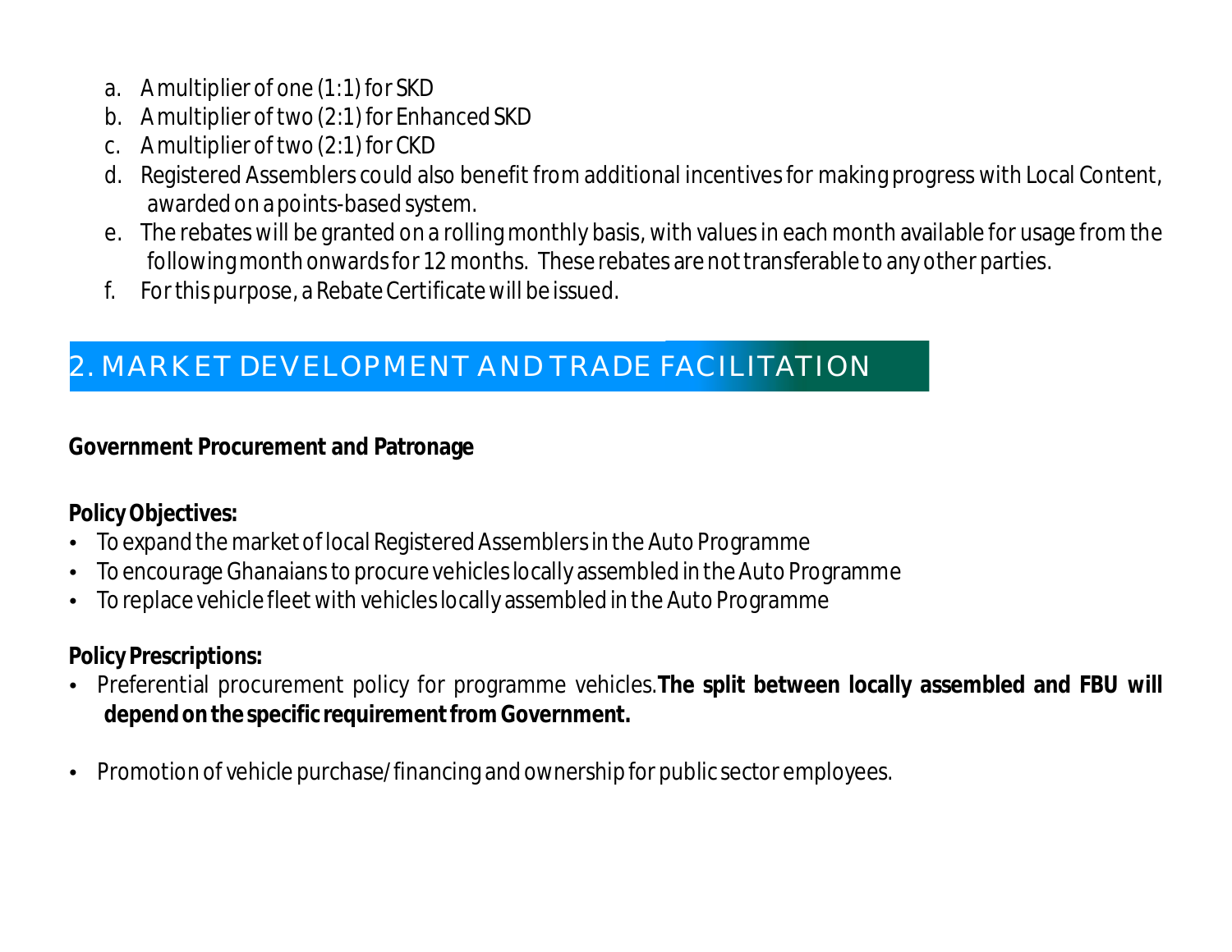a. A multiplier of one (1:1) for SKD
b. A multiplier of two (2:1) for Enhanced SKD
c. A multiplier of two (2:1) for CKD
d. Registered Assemblers could also benefit from additional incentives for making progress with Local Content, awarded on a points-based system.
e. The rebates will be granted on a rolling monthly basis, with values in each month available for usage from the following month onwards for 12 months. These rebates are not transferable to any other parties.
f. For this purpose, a Rebate Certificate will be issued.

## 2. MARKET DEVELOPMENT AND TRADE FACILITATION

**Government Procurement and Patronage**

**Policy Objectives:**

- To expand the market of local Registered Assemblers in the Auto Programme
- To encourage Ghanaians to procure vehicles locally assembled in the Auto Programme
- To replace vehicle fleet with vehicles locally assembled in the Auto Programme

**Policy Prescriptions:**

- Preferential procurement policy for programme vehicles. **The split between locally assembled and FBU will depend on the specific requirement from Government.**

- Promotion of vehicle purchase/financing and ownership for public sector employees.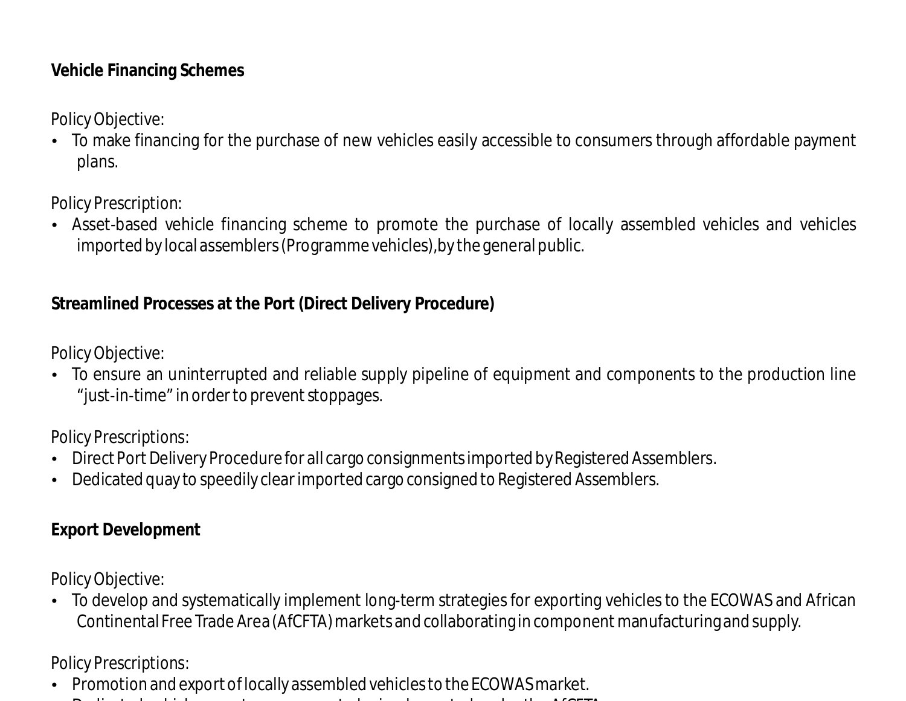### Vehicle Financing Schemes

Policy Objective:

- To make financing for the purchase of new vehicles easily accessible to consumers through affordable payment plans.

Policy Prescription:

- Asset-based vehicle financing scheme to promote the purchase of locally assembled vehicles and vehicles imported by local assemblers (Programme vehicles), by the general public.

### Streamlined Processes at the Port (Direct Delivery Procedure)

Policy Objective:

- To ensure an uninterrupted and reliable supply pipeline of equipment and components to the production line "just-in-time" in order to prevent stoppages.

Policy Prescriptions:

- Direct Port Delivery Procedure for all cargo consignments imported by Registered Assemblers.
- Dedicated quay to speedily clear imported cargo consigned to Registered Assemblers.

### Export Development

Policy Objective:

- To develop and systematically implement long-term strategies for exporting vehicles to the ECOWAS and African Continental Free Trade Area (AfCFTA) markets and collaborating in component manufacturing and supply.

Policy Prescriptions:

- Promotion and export of locally assembled vehicles to the ECOWAS market.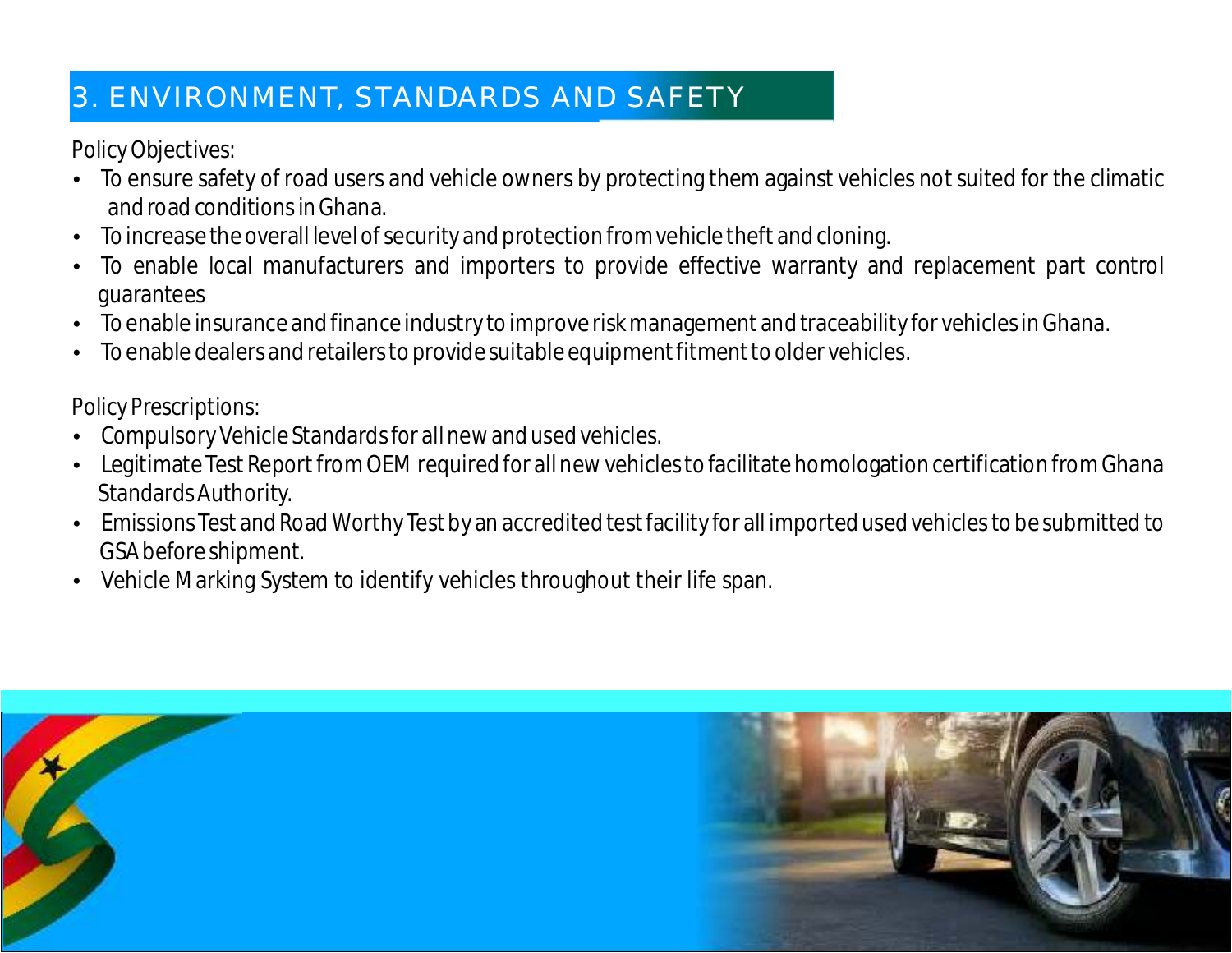## 3. ENVIRONMENT, STANDARDS AND SAFETY

Policy Objectives:

- To ensure safety of road users and vehicle owners by protecting them against vehicles not suited for the climatic and road conditions in Ghana.
- To increase the overall level of security and protection from vehicle theft and cloning.
- To enable local manufacturers and importers to provide effective warranty and replacement part control guarantees
- To enable insurance and finance industry to improve risk management and traceability for vehicles in Ghana.
- To enable dealers and retailers to provide suitable equipment fitment to older vehicles.

Policy Prescriptions:

- Compulsory Vehicle Standards for all new and used vehicles.
- Legitimate Test Report from OEM required for all new vehicles to facilitate homologation certification from Ghana Standards Authority.
- Emissions Test and Road Worthy Test by an accredited test facility for all imported used vehicles to be submitted to GSA before shipment.
- Vehicle Marking System to identify vehicles throughout their life span.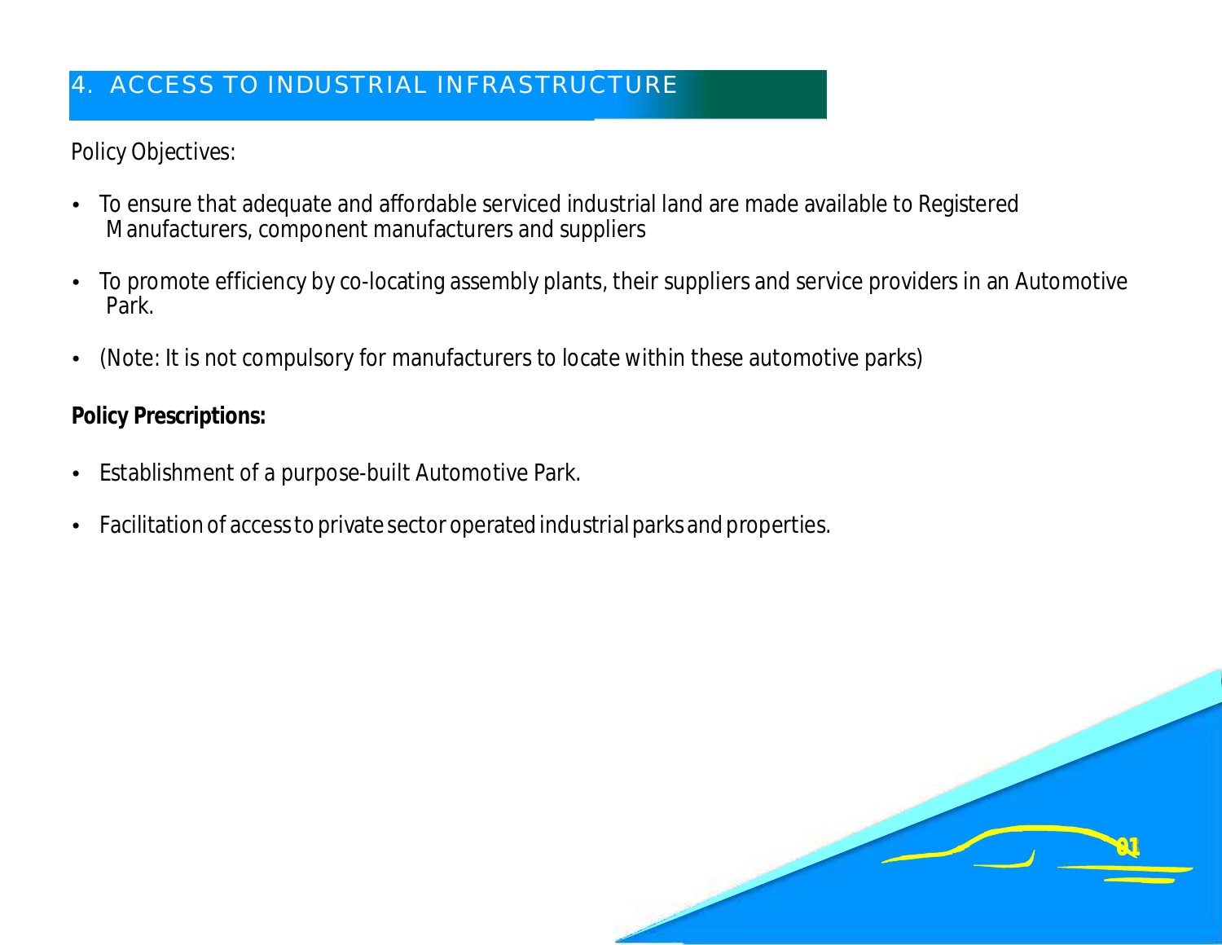## 4. ACCESS TO INDUSTRIAL INFRASTRUCTURE

Policy Objectives:

- To ensure that adequate and affordable serviced industrial land are made available to Registered Manufacturers, component manufacturers and suppliers
- To promote efficiency by co-locating assembly plants, their suppliers and service providers in an Automotive Park.
- (Note: It is not compulsory for manufacturers to locate within these automotive parks)

**Policy Prescriptions:**

- Establishment of a purpose-built Automotive Park.
- Facilitation of access to private sector operated industrial parks and properties.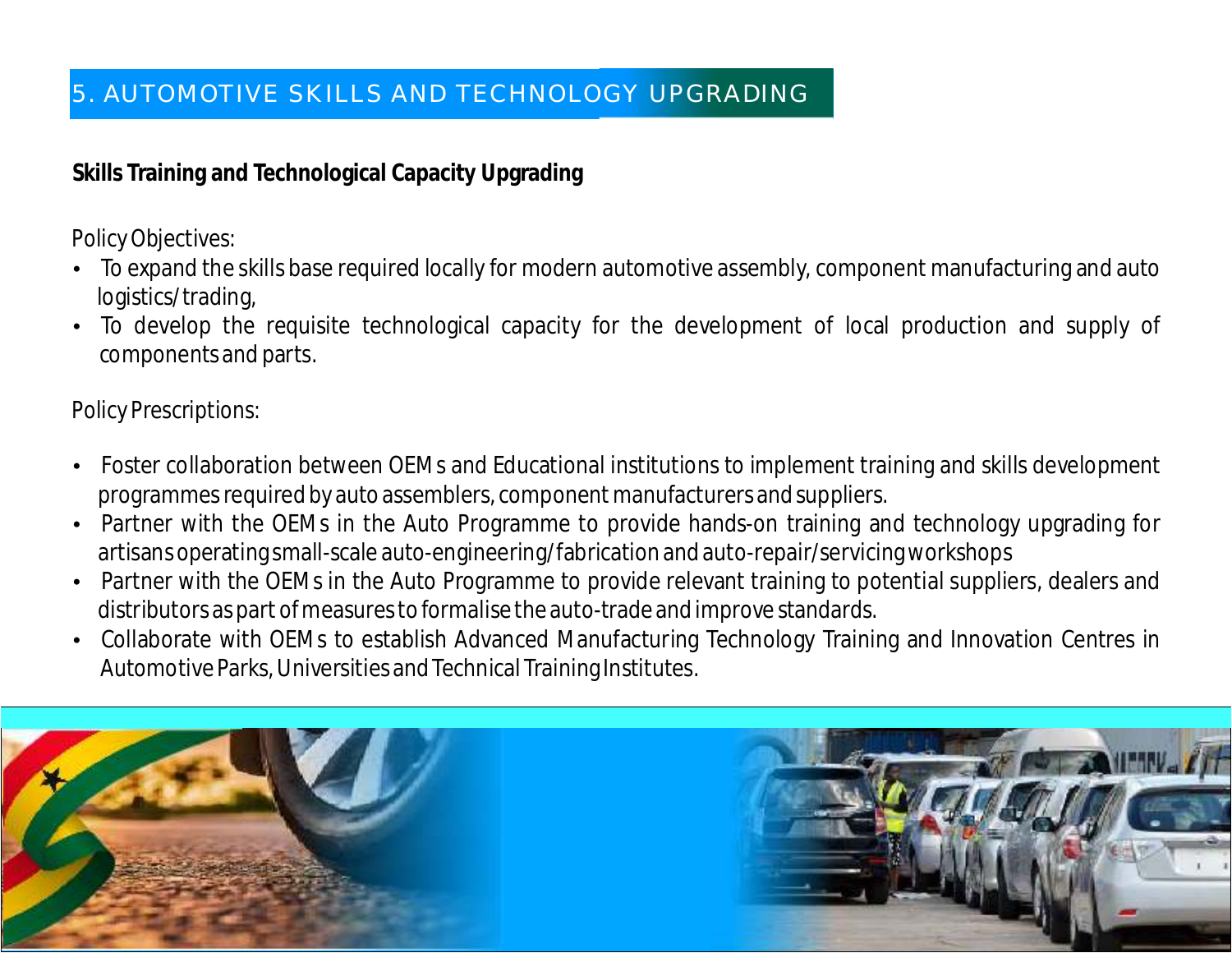# 5. AUTOMOTIVE SKILLS AND TECHNOLOGY UPGRADING

**Skills Training and Technological Capacity Upgrading**

Policy Objectives:

- To expand the skills base required locally for modern automotive assembly, component manufacturing and auto logistics/trading,
- To develop the requisite technological capacity for the development of local production and supply of components and parts.

Policy Prescriptions:

- Foster collaboration between OEMs and Educational institutions to implement training and skills development programmes required by auto assemblers, component manufacturers and suppliers.
- Partner with the OEMs in the Auto Programme to provide hands-on training and technology upgrading for artisans operating small-scale auto-engineering/fabrication and auto-repair/servicing workshops
- Partner with the OEMs in the Auto Programme to provide relevant training to potential suppliers, dealers and distributors as part of measures to formalise the auto-trade and improve standards.
- Collaborate with OEMs to establish Advanced Manufacturing Technology Training and Innovation Centres in Automotive Parks, Universities and Technical Training Institutes.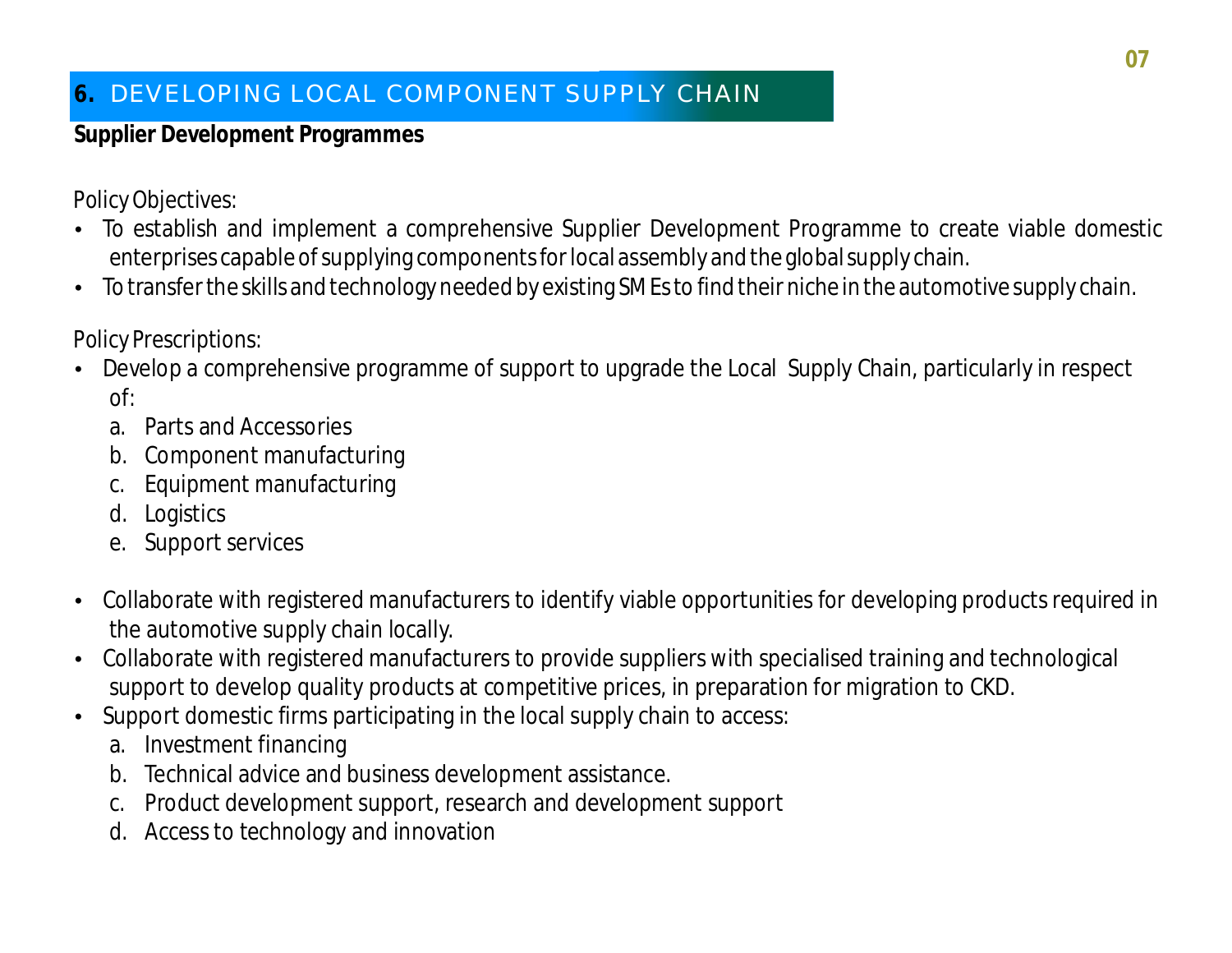## 6. DEVELOPING LOCAL COMPONENT SUPPLY CHAIN

**Supplier Development Programmes**

Policy Objectives:

- To establish and implement a comprehensive Supplier Development Programme to create viable domestic enterprises capable of supplying components for local assembly and the global supply chain.
- To transfer the skills and technology needed by existing SMEs to find their niche in the automotive supply chain.

Policy Prescriptions:

- Develop a comprehensive programme of support to upgrade the Local Supply Chain, particularly in respect of:
  a. Parts and Accessories
  b. Component manufacturing
  c. Equipment manufacturing
  d. Logistics
  e. Support services
- Collaborate with registered manufacturers to identify viable opportunities for developing products required in the automotive supply chain locally.
- Collaborate with registered manufacturers to provide suppliers with specialised training and technological support to develop quality products at competitive prices, in preparation for migration to CKD.
- Support domestic firms participating in the local supply chain to access:
  a. Investment financing
  b. Technical advice and business development assistance.
  c. Product development support, research and development support
  d. Access to technology and innovation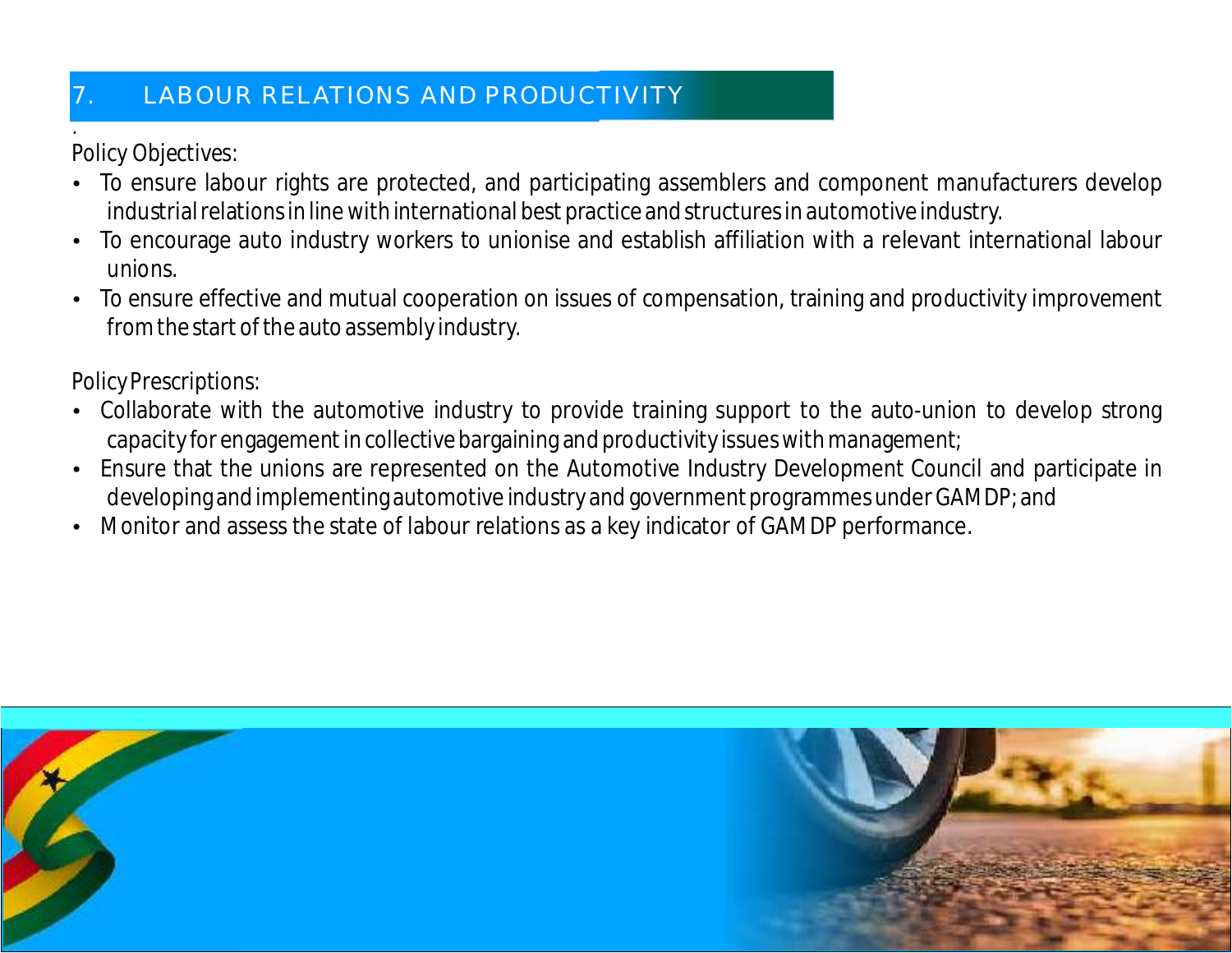## 7. LABOUR RELATIONS AND PRODUCTIVITY

Policy Objectives:

- To ensure labour rights are protected, and participating assemblers and component manufacturers develop industrial relations in line with international best practice and structures in automotive industry.
- To encourage auto industry workers to unionise and establish affiliation with a relevant international labour unions.
- To ensure effective and mutual cooperation on issues of compensation, training and productivity improvement from the start of the auto assembly industry.

Policy Prescriptions:

- Collaborate with the automotive industry to provide training support to the auto-union to develop strong capacity for engagement in collective bargaining and productivity issues with management;
- Ensure that the unions are represented on the Automotive Industry Development Council and participate in developing and implementing automotive industry and government programmes under GAMDP; and
- Monitor and assess the state of labour relations as a key indicator of GAMDP performance.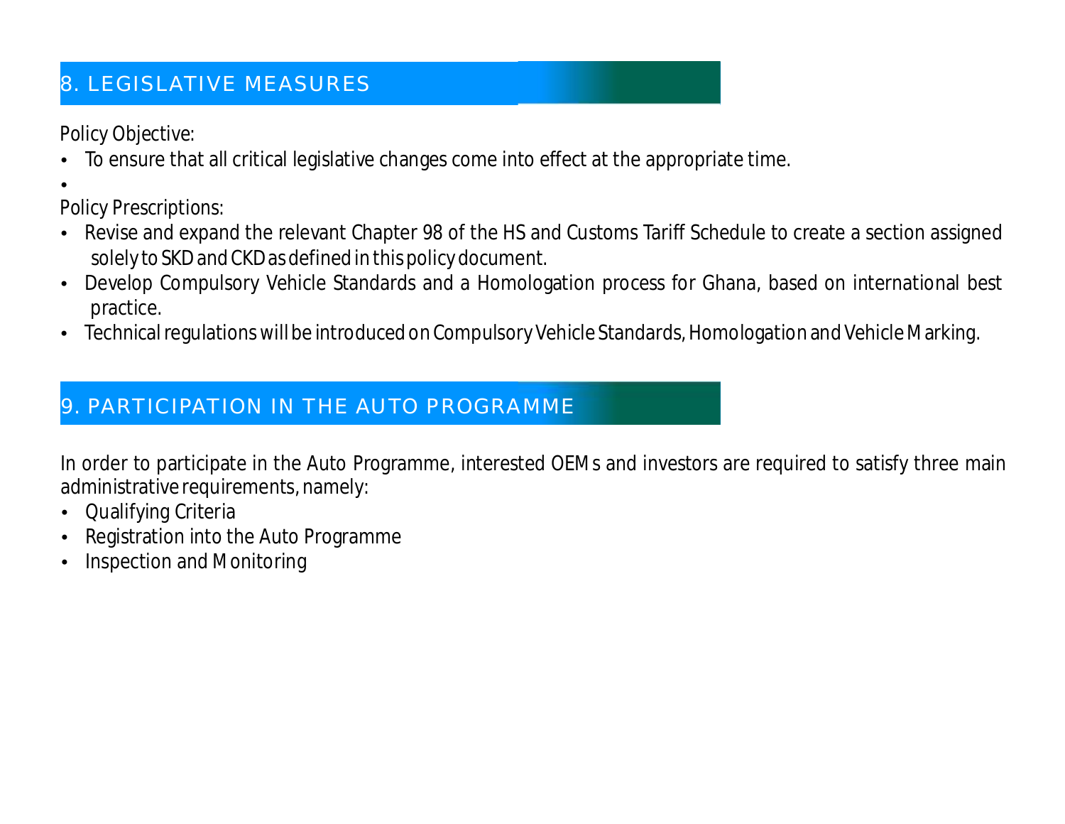## 8. LEGISLATIVE MEASURES

Policy Objective:

- To ensure that all critical legislative changes come into effect at the appropriate time.

Policy Prescriptions:

- Revise and expand the relevant Chapter 98 of the HS and Customs Tariff Schedule to create a section assigned solely to SKD and CKD as defined in this policy document.
- Develop Compulsory Vehicle Standards and a Homologation process for Ghana, based on international best practice.
- Technical regulations will be introduced on Compulsory Vehicle Standards, Homologation and Vehicle Marking.

## 9. PARTICIPATION IN THE AUTO PROGRAMME

In order to participate in the Auto Programme, interested OEMs and investors are required to satisfy three main administrative requirements, namely:

- Qualifying Criteria
- Registration into the Auto Programme
- Inspection and Monitoring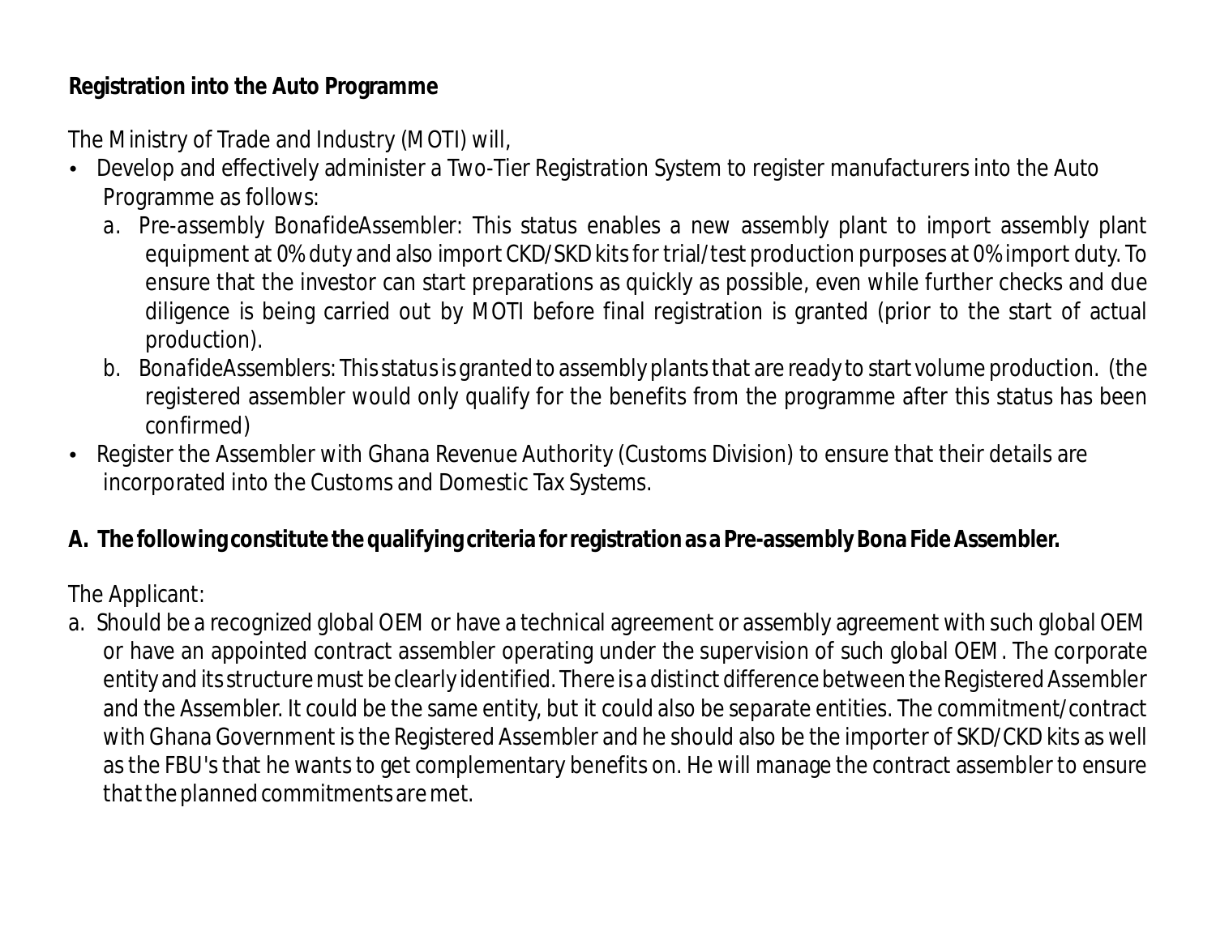**Registration into the Auto Programme**

The Ministry of Trade and Industry (MOTI) will,

- Develop and effectively administer a Two-Tier Registration System to register manufacturers into the Auto Programme as follows:
  - a. Pre-assembly BonafideAssembler: This status enables a new assembly plant to import assembly plant equipment at 0% duty and also import CKD/SKD kits for trial/test production purposes at 0% import duty. To ensure that the investor can start preparations as quickly as possible, even while further checks and due diligence is being carried out by MOTI before final registration is granted (prior to the start of actual production).
  - b. BonafideAssemblers: This status is granted to assembly plants that are ready to start volume production. (the registered assembler would only qualify for the benefits from the programme after this status has been confirmed)
- Register the Assembler with Ghana Revenue Authority (Customs Division) to ensure that their details are incorporated into the Customs and Domestic Tax Systems.

**A. The following constitute the qualifying criteria for registration as a Pre-assembly Bona Fide Assembler.**

The Applicant:

a. Should be a recognized global OEM or have a technical agreement or assembly agreement with such global OEM or have an appointed contract assembler operating under the supervision of such global OEM. The corporate entity and its structure must be clearly identified. There is a distinct difference between the Registered Assembler and the Assembler. It could be the same entity, but it could also be separate entities. The commitment/contract with Ghana Government is the Registered Assembler and he should also be the importer of SKD/CKD kits as well as the FBU's that he wants to get complementary benefits on. He will manage the contract assembler to ensure that the planned commitments are met.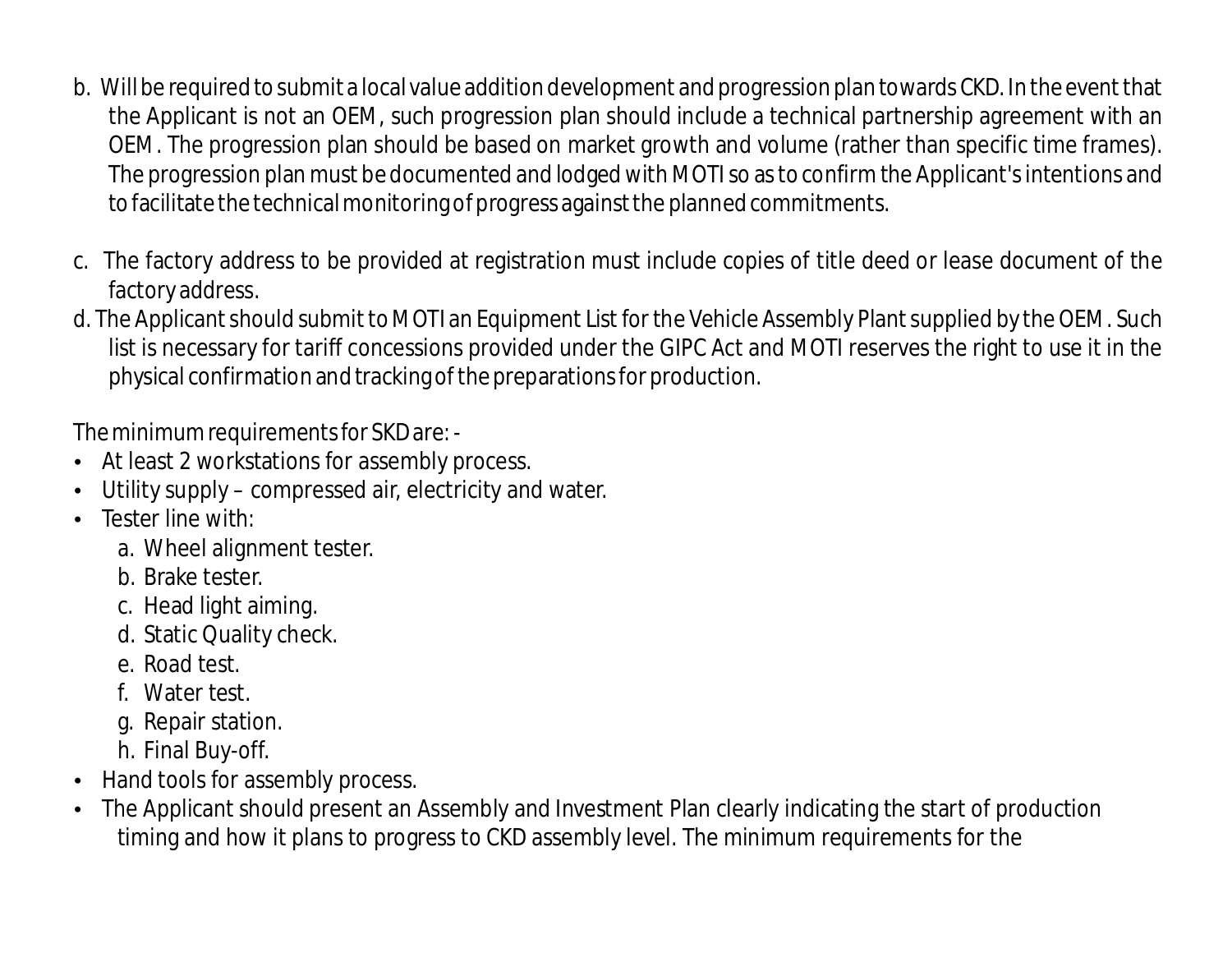b. Will be required to submit a local value addition development and progression plan towards CKD. In the event that the Applicant is not an OEM, such progression plan should include a technical partnership agreement with an OEM. The progression plan should be based on market growth and volume (rather than specific time frames). The progression plan must be documented and lodged with MOTI so as to confirm the Applicant's intentions and to facilitate the technical monitoring of progress against the planned commitments.

c. The factory address to be provided at registration must include copies of title deed or lease document of the factory address.

d. The Applicant should submit to MOTI an Equipment List for the Vehicle Assembly Plant supplied by the OEM. Such list is necessary for tariff concessions provided under the GIPC Act and MOTI reserves the right to use it in the physical confirmation and tracking of the preparations for production.

The minimum requirements for SKD are: -

- At least 2 workstations for assembly process.
- Utility supply – compressed air, electricity and water.
- Tester line with:
  a. Wheel alignment tester.
  b. Brake tester.
  c. Head light aiming.
  d. Static Quality check.
  e. Road test.
  f. Water test.
  g. Repair station.
  h. Final Buy-off.
- Hand tools for assembly process.
- The Applicant should present an Assembly and Investment Plan clearly indicating the start of production timing and how it plans to progress to CKD assembly level. The minimum requirements for the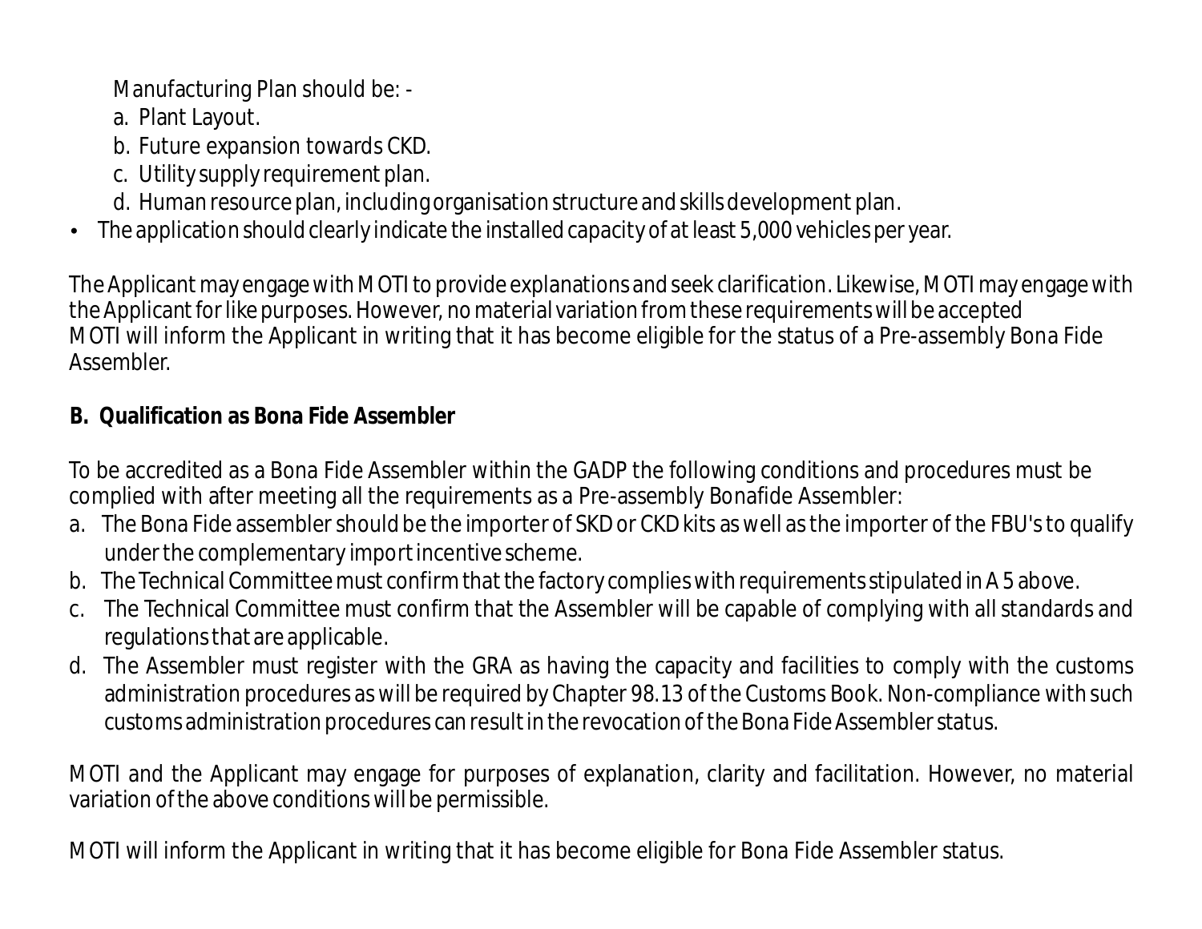Manufacturing Plan should be: -

a. Plant Layout.
b. Future expansion towards CKD.
c. Utility supply requirement plan.
d. Human resource plan, including organisation structure and skills development plan.

- The application should clearly indicate the installed capacity of at least 5,000 vehicles per year.

The Applicant may engage with MOTI to provide explanations and seek clarification. Likewise, MOTI may engage with the Applicant for like purposes. However, no material variation from these requirements will be accepted
MOTI will inform the Applicant in writing that it has become eligible for the status of a Pre-assembly Bona Fide Assembler.

**B. Qualification as Bona Fide Assembler**

To be accredited as a Bona Fide Assembler within the GADP the following conditions and procedures must be complied with after meeting all the requirements as a Pre-assembly Bonafide Assembler:

a. The Bona Fide assembler should be the importer of SKD or CKD kits as well as the importer of the FBU's to qualify under the complementary import incentive scheme.
b. The Technical Committee must confirm that the factory complies with requirements stipulated in A 5 above.
c. The Technical Committee must confirm that the Assembler will be capable of complying with all standards and regulations that are applicable.
d. The Assembler must register with the GRA as having the capacity and facilities to comply with the customs administration procedures as will be required by Chapter 98.13 of the Customs Book. Non-compliance with such customs administration procedures can result in the revocation of the Bona Fide Assembler status.

MOTI and the Applicant may engage for purposes of explanation, clarity and facilitation. However, no material variation of the above conditions will be permissible.

MOTI will inform the Applicant in writing that it has become eligible for Bona Fide Assembler status.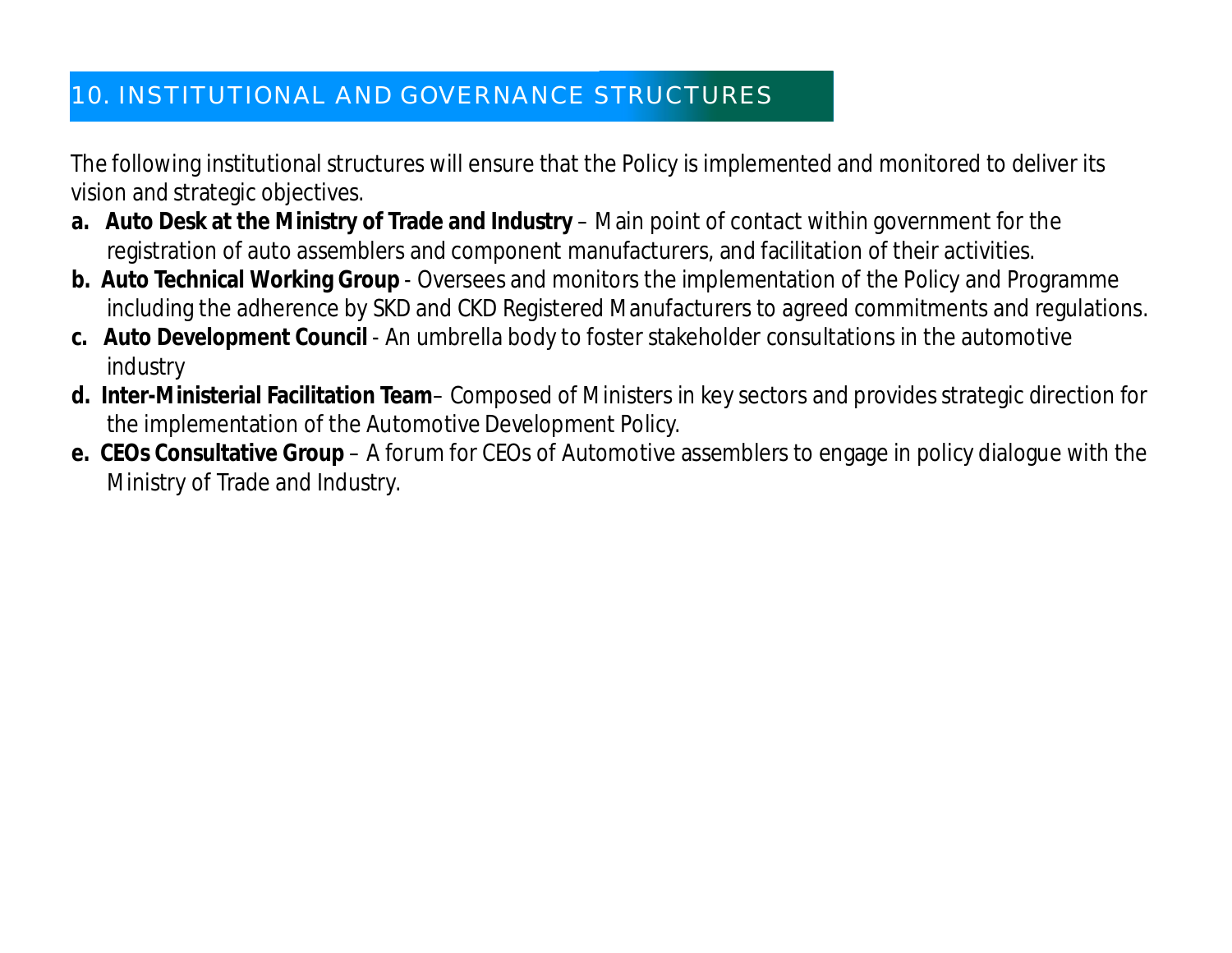## 10. INSTITUTIONAL AND GOVERNANCE STRUCTURES

The following institutional structures will ensure that the Policy is implemented and monitored to deliver its vision and strategic objectives.

a. **Auto Desk at the Ministry of Trade and Industry** – Main point of contact within government for the registration of auto assemblers and component manufacturers, and facilitation of their activities.
b. **Auto Technical Working Group** - Oversees and monitors the implementation of the Policy and Programme including the adherence by SKD and CKD Registered Manufacturers to agreed commitments and regulations.
c. **Auto Development Council** - An umbrella body to foster stakeholder consultations in the automotive industry
d. **Inter-Ministerial Facilitation Team**– Composed of Ministers in key sectors and provides strategic direction for the implementation of the Automotive Development Policy.
e. **CEOs Consultative Group** – A forum for CEOs of Automotive assemblers to engage in policy dialogue with the Ministry of Trade and Industry.